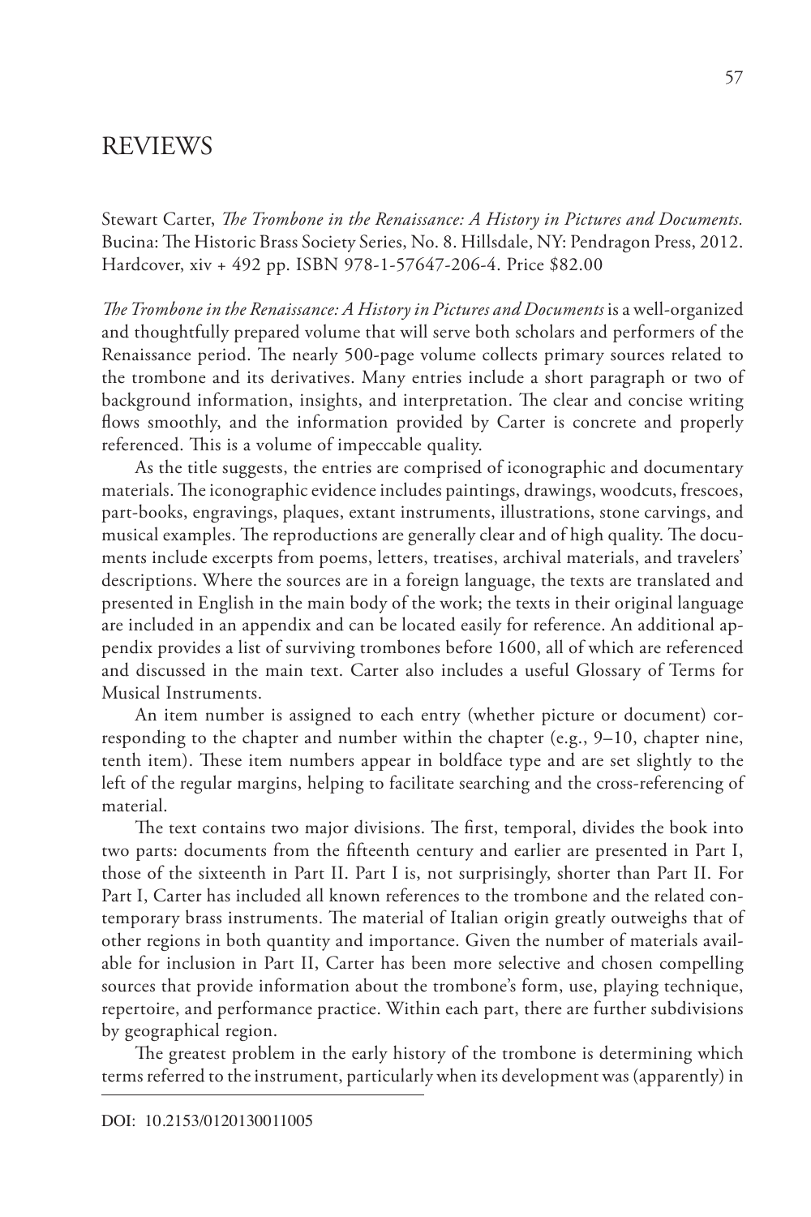# REVIEWS

Stewart Carter, *The Trombone in the Renaissance: A History in Pictures and Documents.* Bucina: The Historic Brass Society Series, No. 8. Hillsdale, NY: Pendragon Press, 2012. Hardcover, xiv + 492 pp. ISBN 978-1-57647-206-4. Price $82.00

*The Trombone in the Renaissance: A History in Pictures and Documents* is a well-organized and thoughtfully prepared volume that will serve both scholars and performers of the Renaissance period. The nearly 500-page volume collects primary sources related to the trombone and its derivatives. Many entries include a short paragraph or two of background information, insights, and interpretation. The clear and concise writing flows smoothly, and the information provided by Carter is concrete and properly referenced. This is a volume of impeccable quality.

As the title suggests, the entries are comprised of iconographic and documentary materials. The iconographic evidence includes paintings, drawings, woodcuts, frescoes, part-books, engravings, plaques, extant instruments, illustrations, stone carvings, and musical examples. The reproductions are generally clear and of high quality. The documents include excerpts from poems, letters, treatises, archival materials, and travelers' descriptions. Where the sources are in a foreign language, the texts are translated and presented in English in the main body of the work; the texts in their original language are included in an appendix and can be located easily for reference. An additional appendix provides a list of surviving trombones before 1600, all of which are referenced and discussed in the main text. Carter also includes a useful Glossary of Terms for Musical Instruments.

An item number is assigned to each entry (whether picture or document) corresponding to the chapter and number within the chapter (e.g., 9–10, chapter nine, tenth item). These item numbers appear in boldface type and are set slightly to the left of the regular margins, helping to facilitate searching and the cross-referencing of material.

The text contains two major divisions. The first, temporal, divides the book into two parts: documents from the fifteenth century and earlier are presented in Part I, those of the sixteenth in Part II. Part I is, not surprisingly, shorter than Part II. For Part I, Carter has included all known references to the trombone and the related contemporary brass instruments. The material of Italian origin greatly outweighs that of other regions in both quantity and importance. Given the number of materials available for inclusion in Part II, Carter has been more selective and chosen compelling sources that provide information about the trombone's form, use, playing technique, repertoire, and performance practice. Within each part, there are further subdivisions by geographical region.

The greatest problem in the early history of the trombone is determining which terms referred to the instrument, particularly when its development was (apparently) in

DOI: 10.2153/0120130011005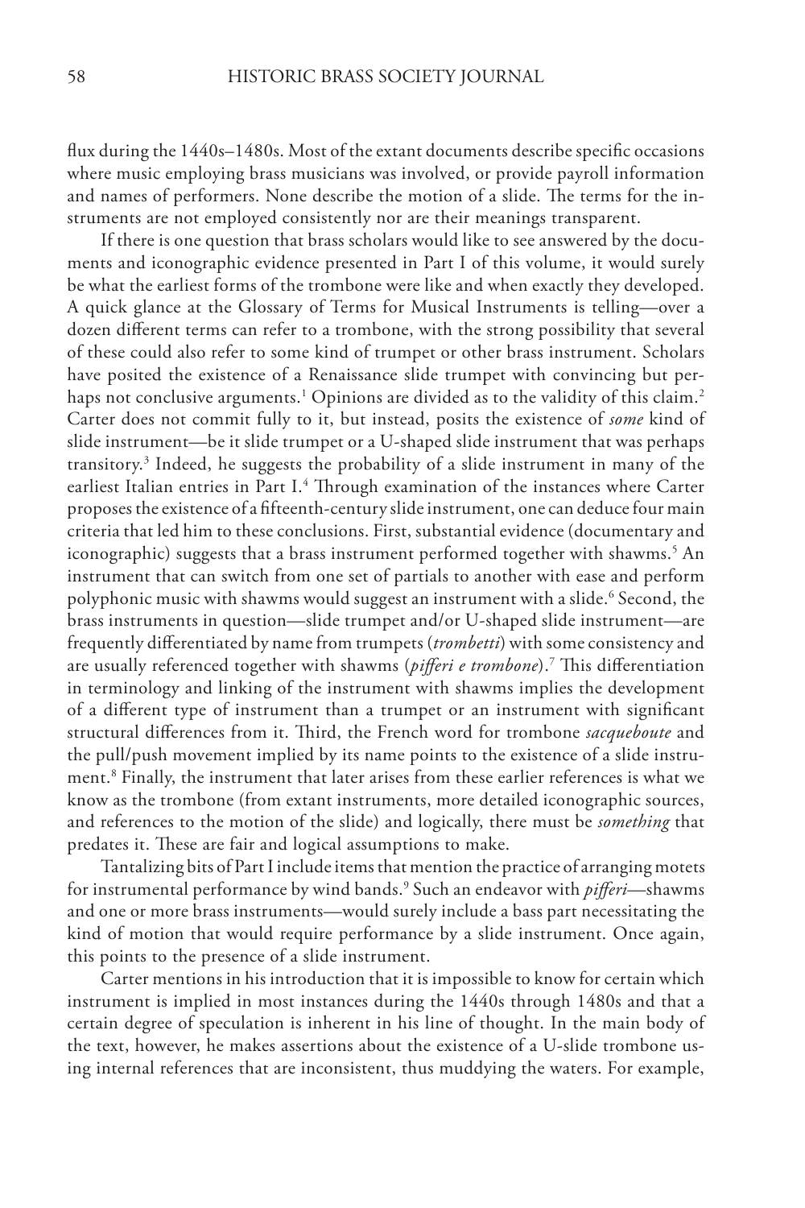flux during the 1440s–1480s. Most of the extant documents describe specific occasions where music employing brass musicians was involved, or provide payroll information and names of performers. None describe the motion of a slide. The terms for the instruments are not employed consistently nor are their meanings transparent.

If there is one question that brass scholars would like to see answered by the documents and iconographic evidence presented in Part I of this volume, it would surely be what the earliest forms of the trombone were like and when exactly they developed. A quick glance at the Glossary of Terms for Musical Instruments is telling—over a dozen different terms can refer to a trombone, with the strong possibility that several of these could also refer to some kind of trumpet or other brass instrument. Scholars have posited the existence of a Renaissance slide trumpet with convincing but perhaps not conclusive arguments.[1] Opinions are divided as to the validity of this claim.[2] Carter does not commit fully to it, but instead, posits the existence of *some* kind of slide instrument—be it slide trumpet or a U-shaped slide instrument that was perhaps transitory.[3] Indeed, he suggests the probability of a slide instrument in many of the earliest Italian entries in Part I.[4] Through examination of the instances where Carter proposes the existence of a fifteenth-century slide instrument, one can deduce four main criteria that led him to these conclusions. First, substantial evidence (documentary and iconographic) suggests that a brass instrument performed together with shawms.[5] An instrument that can switch from one set of partials to another with ease and perform polyphonic music with shawms would suggest an instrument with a slide.[6] Second, the brass instruments in question—slide trumpet and/or U-shaped slide instrument—are frequently differentiated by name from trumpets (*trombetti*) with some consistency and are usually referenced together with shawms (*pifferi e trombone*).[7] This differentiation in terminology and linking of the instrument with shawms implies the development of a different type of instrument than a trumpet or an instrument with significant structural differences from it. Third, the French word for trombone *sacqueboute* and the pull/push movement implied by its name points to the existence of a slide instrument.[8] Finally, the instrument that later arises from these earlier references is what we know as the trombone (from extant instruments, more detailed iconographic sources, and references to the motion of the slide) and logically, there must be *something* that predates it. These are fair and logical assumptions to make.

Tantalizing bits of Part I include items that mention the practice of arranging motets for instrumental performance by wind bands.[9] Such an endeavor with *pifferi*—shawms and one or more brass instruments—would surely include a bass part necessitating the kind of motion that would require performance by a slide instrument. Once again, this points to the presence of a slide instrument.

Carter mentions in his introduction that it is impossible to know for certain which instrument is implied in most instances during the 1440s through 1480s and that a certain degree of speculation is inherent in his line of thought. In the main body of the text, however, he makes assertions about the existence of a U-slide trombone using internal references that are inconsistent, thus muddying the waters. For example,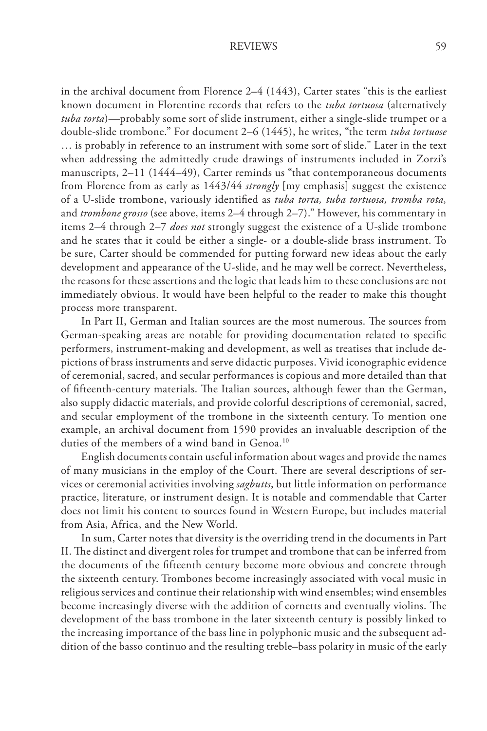in the archival document from Florence 2–4 (1443), Carter states "this is the earliest known document in Florentine records that refers to the *tuba tortuosa* (alternatively *tuba torta*)—probably some sort of slide instrument, either a single-slide trumpet or a double-slide trombone." For document 2–6 (1445), he writes, "the term *tuba tortuose* … is probably in reference to an instrument with some sort of slide." Later in the text when addressing the admittedly crude drawings of instruments included in Zorzi's manuscripts, 2–11 (1444–49), Carter reminds us "that contemporaneous documents from Florence from as early as 1443/44 *strongly* [my emphasis] suggest the existence of a U-slide trombone, variously identified as *tuba torta, tuba tortuosa, tromba rota,* and *trombone grosso* (see above, items 2–4 through 2–7)." However, his commentary in items 2–4 through 2–7 *does not* strongly suggest the existence of a U-slide trombone and he states that it could be either a single- or a double-slide brass instrument. To be sure, Carter should be commended for putting forward new ideas about the early development and appearance of the U-slide, and he may well be correct. Nevertheless, the reasons for these assertions and the logic that leads him to these conclusions are not immediately obvious. It would have been helpful to the reader to make this thought process more transparent.

In Part II, German and Italian sources are the most numerous. The sources from German-speaking areas are notable for providing documentation related to specific performers, instrument-making and development, as well as treatises that include depictions of brass instruments and serve didactic purposes. Vivid iconographic evidence of ceremonial, sacred, and secular performances is copious and more detailed than that of fifteenth-century materials. The Italian sources, although fewer than the German, also supply didactic materials, and provide colorful descriptions of ceremonial, sacred, and secular employment of the trombone in the sixteenth century. To mention one example, an archival document from 1590 provides an invaluable description of the duties of the members of a wind band in Genoa.[10]

English documents contain useful information about wages and provide the names of many musicians in the employ of the Court. There are several descriptions of services or ceremonial activities involving *sagbutts*, but little information on performance practice, literature, or instrument design. It is notable and commendable that Carter does not limit his content to sources found in Western Europe, but includes material from Asia, Africa, and the New World.

In sum, Carter notes that diversity is the overriding trend in the documents in Part II. The distinct and divergent roles for trumpet and trombone that can be inferred from the documents of the fifteenth century become more obvious and concrete through the sixteenth century. Trombones become increasingly associated with vocal music in religious services and continue their relationship with wind ensembles; wind ensembles become increasingly diverse with the addition of cornetts and eventually violins. The development of the bass trombone in the later sixteenth century is possibly linked to the increasing importance of the bass line in polyphonic music and the subsequent addition of the basso continuo and the resulting treble–bass polarity in music of the early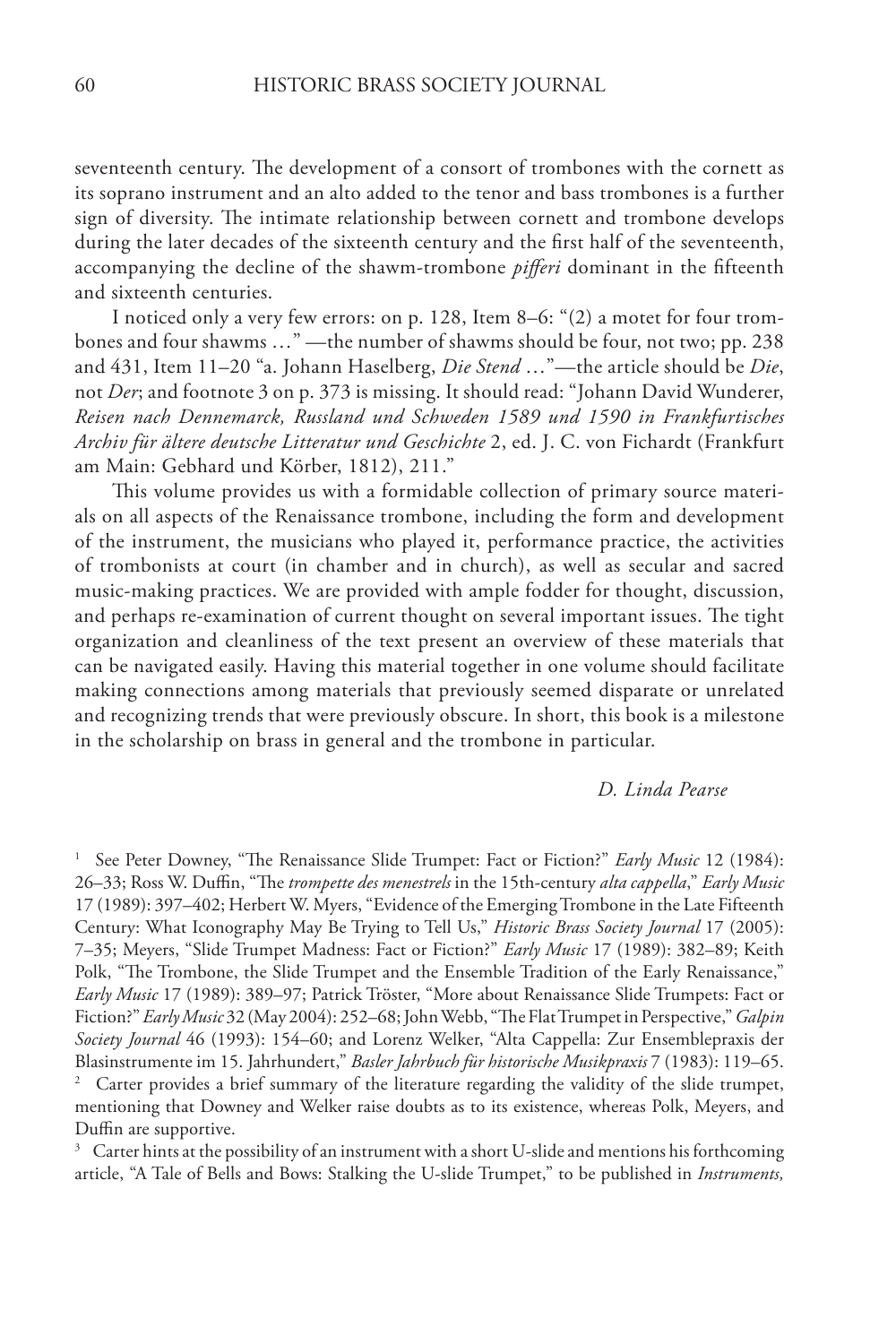seventeenth century. The development of a consort of trombones with the cornett as its soprano instrument and an alto added to the tenor and bass trombones is a further sign of diversity. The intimate relationship between cornett and trombone develops during the later decades of the sixteenth century and the first half of the seventeenth, accompanying the decline of the shawm-trombone *pifferi* dominant in the fifteenth and sixteenth centuries.

I noticed only a very few errors: on p. 128, Item 8–6: "(2) a motet for four trombones and four shawms …" —the number of shawms should be four, not two; pp. 238 and 431, Item 11–20 "a. Johann Haselberg, *Die Stend* …"—the article should be *Die*, not *Der*; and footnote 3 on p. 373 is missing. It should read: "Johann David Wunderer, *Reisen nach Dennemarck, Russland und Schweden 1589 und 1590 in Frankfurtisches Archiv für ältere deutsche Litteratur und Geschichte* 2, ed. J. C. von Fichardt (Frankfurt am Main: Gebhard und Körber, 1812), 211."

This volume provides us with a formidable collection of primary source materials on all aspects of the Renaissance trombone, including the form and development of the instrument, the musicians who played it, performance practice, the activities of trombonists at court (in chamber and in church), as well as secular and sacred music-making practices. We are provided with ample fodder for thought, discussion, and perhaps re-examination of current thought on several important issues. The tight organization and cleanliness of the text present an overview of these materials that can be navigated easily. Having this material together in one volume should facilitate making connections among materials that previously seemed disparate or unrelated and recognizing trends that were previously obscure. In short, this book is a milestone in the scholarship on brass in general and the trombone in particular.

*D. Linda Pearse*

---

[1] See Peter Downey, "The Renaissance Slide Trumpet: Fact or Fiction?" *Early Music* 12 (1984): 26–33; Ross W. Duffin, "The *trompette des menestrels* in the 15th-century *alta cappella*," *Early Music* 17 (1989): 397–402; Herbert W. Myers, "Evidence of the Emerging Trombone in the Late Fifteenth Century: What Iconography May Be Trying to Tell Us," *Historic Brass Society Journal* 17 (2005): 7–35; Meyers, "Slide Trumpet Madness: Fact or Fiction?" *Early Music* 17 (1989): 382–89; Keith Polk, "The Trombone, the Slide Trumpet and the Ensemble Tradition of the Early Renaissance," *Early Music* 17 (1989): 389–97; Patrick Tröster, "More about Renaissance Slide Trumpets: Fact or Fiction?" *Early Music* 32 (May 2004): 252–68; John Webb, "The Flat Trumpet in Perspective," *Galpin Society Journal* 46 (1993): 154–60; and Lorenz Welker, "Alta Cappella: Zur Ensemblepraxis der Blasinstrumente im 15. Jahrhundert," *Basler Jahrbuch für historische Musikpraxis* 7 (1983): 119–65.

[2] Carter provides a brief summary of the literature regarding the validity of the slide trumpet, mentioning that Downey and Welker raise doubts as to its existence, whereas Polk, Meyers, and Duffin are supportive.

[3] Carter hints at the possibility of an instrument with a short U-slide and mentions his forthcoming article, "A Tale of Bells and Bows: Stalking the U-slide Trumpet," to be published in *Instruments,*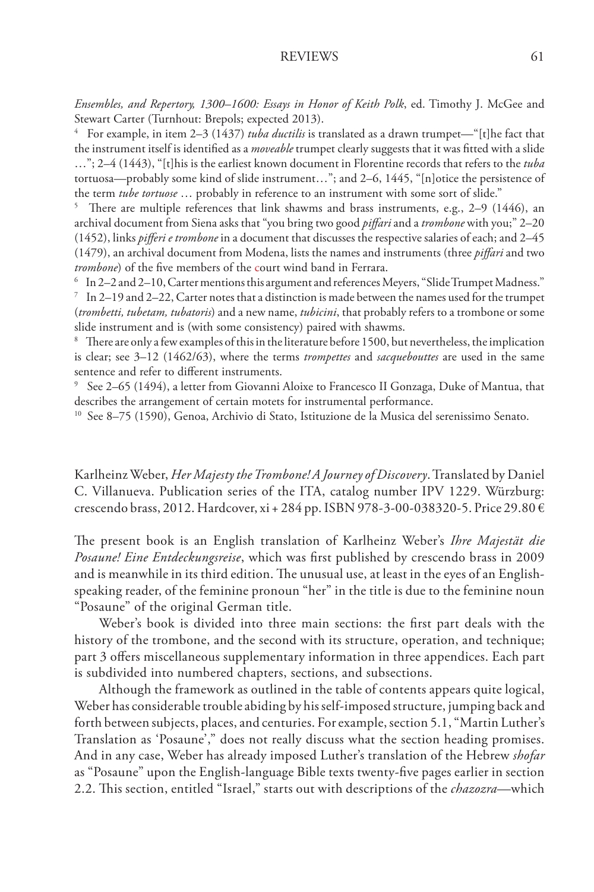*Ensembles, and Repertory, 1300–1600: Essays in Honor of Keith Polk*, ed. Timothy J. McGee and Stewart Carter (Turnhout: Brepols; expected 2013).

[4] For example, in item 2–3 (1437) *tuba ductilis* is translated as a drawn trumpet—"[t]he fact that the instrument itself is identified as a *moveable* trumpet clearly suggests that it was fitted with a slide …"; 2–4 (1443), "[t]his is the earliest known document in Florentine records that refers to the *tuba* tortuosa—probably some kind of slide instrument…"; and 2–6, 1445, "[n]otice the persistence of the term *tube tortuose* … probably in reference to an instrument with some sort of slide."

[5] There are multiple references that link shawms and brass instruments, e.g., 2–9 (1446), an archival document from Siena asks that "you bring two good *piffari* and a *trombone* with you;" 2–20 (1452), links *pifferi e trombone* in a document that discusses the respective salaries of each; and 2–45 (1479), an archival document from Modena, lists the names and instruments (three *piffari* and two *trombone*) of the five members of the court wind band in Ferrara.

[6] In 2–2 and 2–10, Carter mentions this argument and references Meyers, "Slide Trumpet Madness."

[7] In 2–19 and 2–22, Carter notes that a distinction is made between the names used for the trumpet (*trombetti, tubetam, tubatoris*) and a new name, *tubicini*, that probably refers to a trombone or some slide instrument and is (with some consistency) paired with shawms.

[8] There are only a few examples of this in the literature before 1500, but nevertheless, the implication is clear; see 3–12 (1462/63), where the terms *trompettes* and *sacquebouttes* are used in the same sentence and refer to different instruments.

[9] See 2–65 (1494), a letter from Giovanni Aloixe to Francesco II Gonzaga, Duke of Mantua, that describes the arrangement of certain motets for instrumental performance.

[10] See 8–75 (1590), Genoa, Archivio di Stato, Istituzione de la Musica del serenissimo Senato.

Karlheinz Weber, *Her Majesty the Trombone! A Journey of Discovery*. Translated by Daniel C. Villanueva. Publication series of the ITA, catalog number IPV 1229. Würzburg: crescendo brass, 2012. Hardcover, xi + 284 pp. ISBN 978-3-00-038320-5. Price 29.80 €

The present book is an English translation of Karlheinz Weber's *Ihre Majestät die Posaune! Eine Entdeckungsreise*, which was first published by crescendo brass in 2009 and is meanwhile in its third edition. The unusual use, at least in the eyes of an English-speaking reader, of the feminine pronoun "her" in the title is due to the feminine noun "Posaune" of the original German title.

Weber's book is divided into three main sections: the first part deals with the history of the trombone, and the second with its structure, operation, and technique; part 3 offers miscellaneous supplementary information in three appendices. Each part is subdivided into numbered chapters, sections, and subsections.

Although the framework as outlined in the table of contents appears quite logical, Weber has considerable trouble abiding by his self-imposed structure, jumping back and forth between subjects, places, and centuries. For example, section 5.1, "Martin Luther's Translation as 'Posaune'," does not really discuss what the section heading promises. And in any case, Weber has already imposed Luther's translation of the Hebrew *shofar* as "Posaune" upon the English-language Bible texts twenty-five pages earlier in section 2.2. This section, entitled "Israel," starts out with descriptions of the *chazozra*—which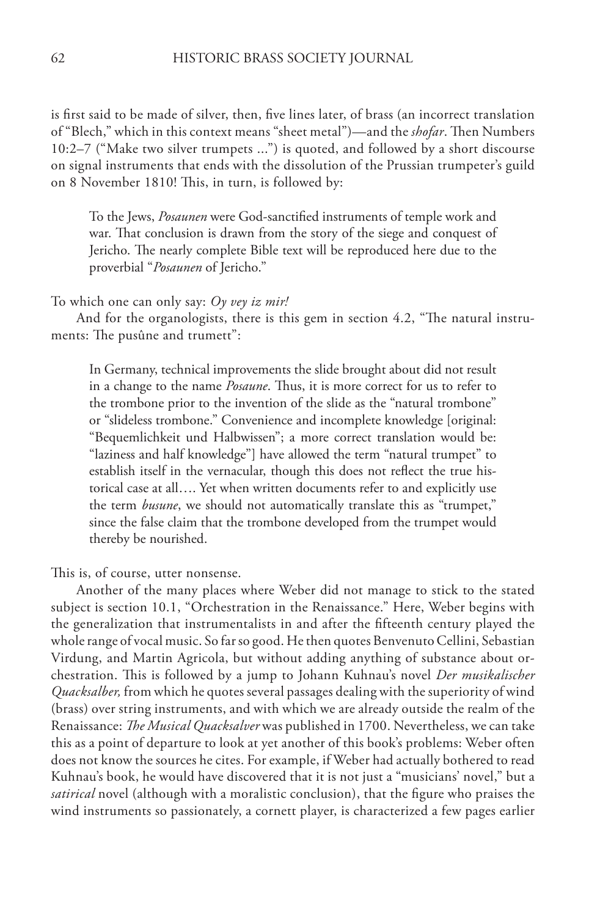is first said to be made of silver, then, five lines later, of brass (an incorrect translation of "Blech," which in this context means "sheet metal")—and the *shofar*. Then Numbers 10:2–7 ("Make two silver trumpets ...") is quoted, and followed by a short discourse on signal instruments that ends with the dissolution of the Prussian trumpeter's guild on 8 November 1810! This, in turn, is followed by:

> To the Jews, *Posaunen* were God-sanctified instruments of temple work and war. That conclusion is drawn from the story of the siege and conquest of Jericho. The nearly complete Bible text will be reproduced here due to the proverbial "*Posaunen* of Jericho."

To which one can only say: *Oy vey iz mir!*

And for the organologists, there is this gem in section 4.2, "The natural instruments: The pusûne and trumett":

> In Germany, technical improvements the slide brought about did not result in a change to the name *Posaune*. Thus, it is more correct for us to refer to the trombone prior to the invention of the slide as the "natural trombone" or "slideless trombone." Convenience and incomplete knowledge [original: "Bequemlichkeit und Halbwissen"; a more correct translation would be: "laziness and half knowledge"] have allowed the term "natural trumpet" to establish itself in the vernacular, though this does not reflect the true historical case at all…. Yet when written documents refer to and explicitly use the term *busune*, we should not automatically translate this as "trumpet," since the false claim that the trombone developed from the trumpet would thereby be nourished.

This is, of course, utter nonsense.

Another of the many places where Weber did not manage to stick to the stated subject is section 10.1, "Orchestration in the Renaissance." Here, Weber begins with the generalization that instrumentalists in and after the fifteenth century played the whole range of vocal music. So far so good. He then quotes Benvenuto Cellini, Sebastian Virdung, and Martin Agricola, but without adding anything of substance about orchestration. This is followed by a jump to Johann Kuhnau's novel *Der musikalischer Quacksalber,* from which he quotes several passages dealing with the superiority of wind (brass) over string instruments, and with which we are already outside the realm of the Renaissance: *The Musical Quacksalver* was published in 1700. Nevertheless, we can take this as a point of departure to look at yet another of this book's problems: Weber often does not know the sources he cites. For example, if Weber had actually bothered to read Kuhnau's book, he would have discovered that it is not just a "musicians' novel," but a *satirical* novel (although with a moralistic conclusion), that the figure who praises the wind instruments so passionately, a cornett player, is characterized a few pages earlier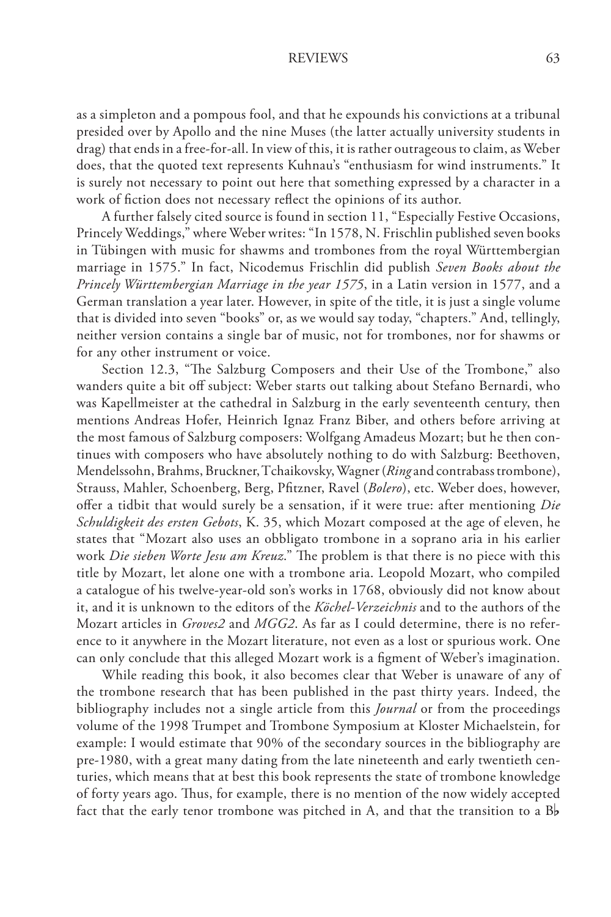as a simpleton and a pompous fool, and that he expounds his convictions at a tribunal presided over by Apollo and the nine Muses (the latter actually university students in drag) that ends in a free-for-all. In view of this, it is rather outrageous to claim, as Weber does, that the quoted text represents Kuhnau's "enthusiasm for wind instruments." It is surely not necessary to point out here that something expressed by a character in a work of fiction does not necessary reflect the opinions of its author.

A further falsely cited source is found in section 11, "Especially Festive Occasions, Princely Weddings," where Weber writes: "In 1578, N. Frischlin published seven books in Tübingen with music for shawms and trombones from the royal Württembergian marriage in 1575." In fact, Nicodemus Frischlin did publish *Seven Books about the Princely Württembergian Marriage in the year 1575*, in a Latin version in 1577, and a German translation a year later. However, in spite of the title, it is just a single volume that is divided into seven "books" or, as we would say today, "chapters." And, tellingly, neither version contains a single bar of music, not for trombones, nor for shawms or for any other instrument or voice.

Section 12.3, "The Salzburg Composers and their Use of the Trombone," also wanders quite a bit off subject: Weber starts out talking about Stefano Bernardi, who was Kapellmeister at the cathedral in Salzburg in the early seventeenth century, then mentions Andreas Hofer, Heinrich Ignaz Franz Biber, and others before arriving at the most famous of Salzburg composers: Wolfgang Amadeus Mozart; but he then continues with composers who have absolutely nothing to do with Salzburg: Beethoven, Mendelssohn, Brahms, Bruckner, Tchaikovsky, Wagner (*Ring* and contrabass trombone), Strauss, Mahler, Schoenberg, Berg, Pfitzner, Ravel (*Bolero*), etc. Weber does, however, offer a tidbit that would surely be a sensation, if it were true: after mentioning *Die Schuldigkeit des ersten Gebots*, K. 35, which Mozart composed at the age of eleven, he states that "Mozart also uses an obbligato trombone in a soprano aria in his earlier work *Die sieben Worte Jesu am Kreuz*." The problem is that there is no piece with this title by Mozart, let alone one with a trombone aria. Leopold Mozart, who compiled a catalogue of his twelve-year-old son's works in 1768, obviously did not know about it, and it is unknown to the editors of the *Köchel-Verzeichnis* and to the authors of the Mozart articles in *Groves2* and *MGG2*. As far as I could determine, there is no reference to it anywhere in the Mozart literature, not even as a lost or spurious work. One can only conclude that this alleged Mozart work is a figment of Weber's imagination.

While reading this book, it also becomes clear that Weber is unaware of any of the trombone research that has been published in the past thirty years. Indeed, the bibliography includes not a single article from this *Journal* or from the proceedings volume of the 1998 Trumpet and Trombone Symposium at Kloster Michaelstein, for example: I would estimate that 90% of the secondary sources in the bibliography are pre-1980, with a great many dating from the late nineteenth and early twentieth centuries, which means that at best this book represents the state of trombone knowledge of forty years ago. Thus, for example, there is no mention of the now widely accepted fact that the early tenor trombone was pitched in A, and that the transition to a B♭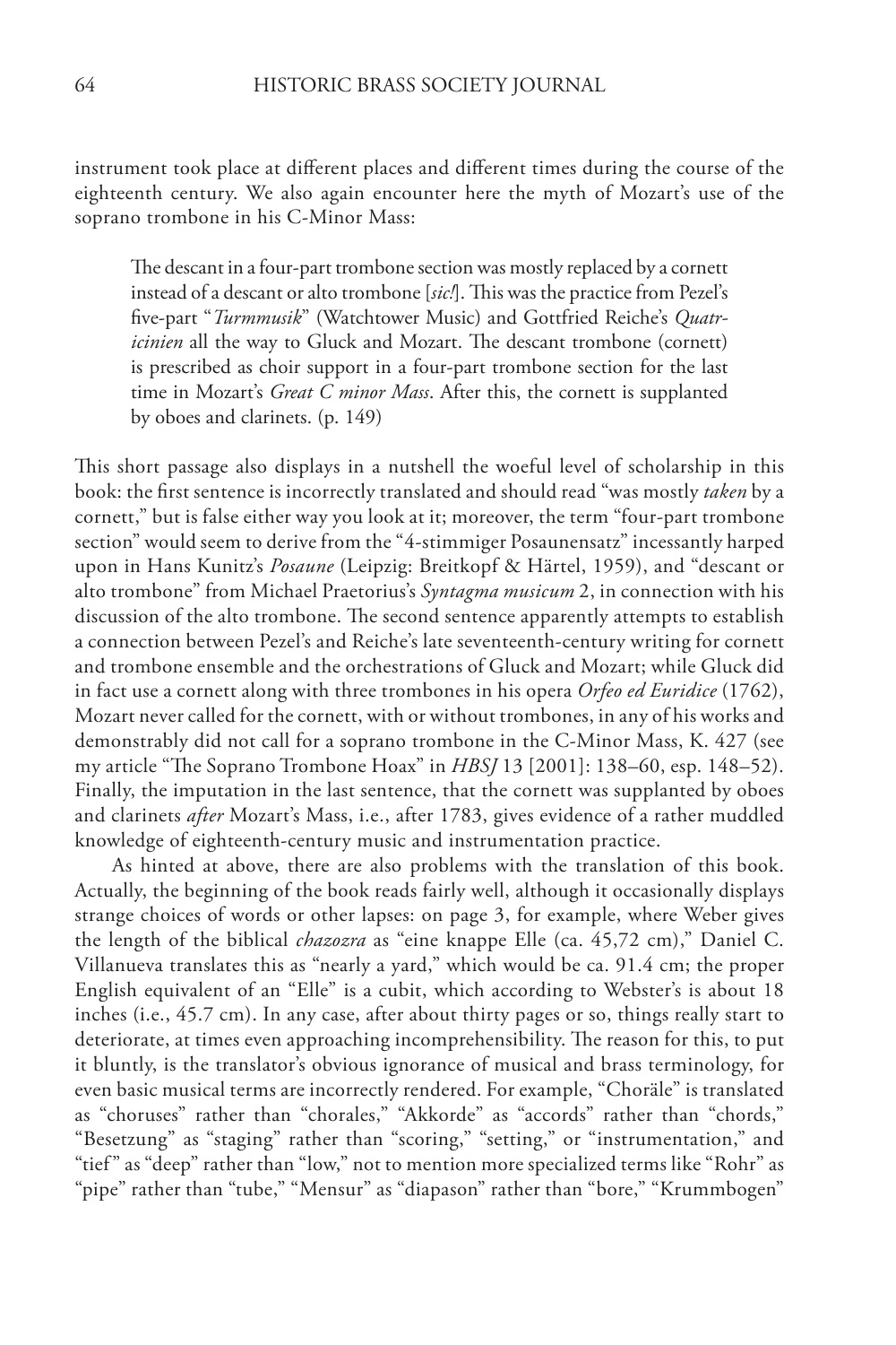instrument took place at different places and different times during the course of the eighteenth century. We also again encounter here the myth of Mozart's use of the soprano trombone in his C-Minor Mass:

> The descant in a four-part trombone section was mostly replaced by a cornett instead of a descant or alto trombone [*sic!*]. This was the practice from Pezel's five-part "*Turmmusik*" (Watchtower Music) and Gottfried Reiche's *Quatricinien* all the way to Gluck and Mozart. The descant trombone (cornett) is prescribed as choir support in a four-part trombone section for the last time in Mozart's *Great C minor Mass*. After this, the cornett is supplanted by oboes and clarinets. (p. 149)

This short passage also displays in a nutshell the woeful level of scholarship in this book: the first sentence is incorrectly translated and should read "was mostly *taken* by a cornett," but is false either way you look at it; moreover, the term "four-part trombone section" would seem to derive from the "4-stimmiger Posaunensatz" incessantly harped upon in Hans Kunitz's *Posaune* (Leipzig: Breitkopf & Härtel, 1959), and "descant or alto trombone" from Michael Praetorius's *Syntagma musicum* 2, in connection with his discussion of the alto trombone. The second sentence apparently attempts to establish a connection between Pezel's and Reiche's late seventeenth-century writing for cornett and trombone ensemble and the orchestrations of Gluck and Mozart; while Gluck did in fact use a cornett along with three trombones in his opera *Orfeo ed Euridice* (1762), Mozart never called for the cornett, with or without trombones, in any of his works and demonstrably did not call for a soprano trombone in the C-Minor Mass, K. 427 (see my article "The Soprano Trombone Hoax" in *HBSJ* 13 [2001]: 138–60, esp. 148–52). Finally, the imputation in the last sentence, that the cornett was supplanted by oboes and clarinets *after* Mozart's Mass, i.e., after 1783, gives evidence of a rather muddled knowledge of eighteenth-century music and instrumentation practice.

As hinted at above, there are also problems with the translation of this book. Actually, the beginning of the book reads fairly well, although it occasionally displays strange choices of words or other lapses: on page 3, for example, where Weber gives the length of the biblical *chazozra* as "eine knappe Elle (ca. 45,72 cm)," Daniel C. Villanueva translates this as "nearly a yard," which would be ca. 91.4 cm; the proper English equivalent of an "Elle" is a cubit, which according to Webster's is about 18 inches (i.e., 45.7 cm). In any case, after about thirty pages or so, things really start to deteriorate, at times even approaching incomprehensibility. The reason for this, to put it bluntly, is the translator's obvious ignorance of musical and brass terminology, for even basic musical terms are incorrectly rendered. For example, "Choräle" is translated as "choruses" rather than "chorales," "Akkorde" as "accords" rather than "chords," "Besetzung" as "staging" rather than "scoring," "setting," or "instrumentation," and "tief" as "deep" rather than "low," not to mention more specialized terms like "Rohr" as "pipe" rather than "tube," "Mensur" as "diapason" rather than "bore," "Krummbogen"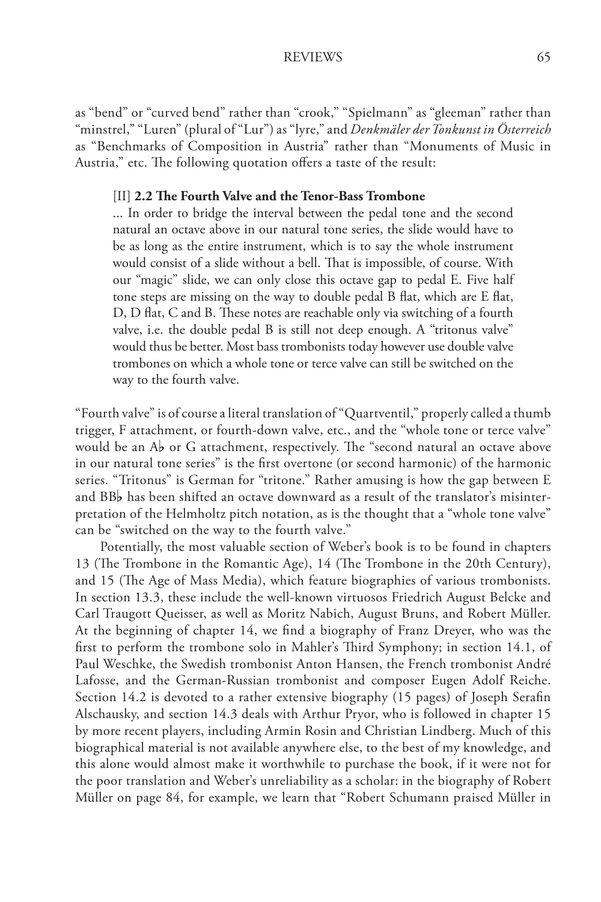as "bend" or "curved bend" rather than "crook," "Spielmann" as "gleeman" rather than "minstrel," "Luren" (plural of "Lur") as "lyre," and *Denkmäler der Tonkunst in Österreich* as "Benchmarks of Composition in Austria" rather than "Monuments of Music in Austria," etc. The following quotation offers a taste of the result:

> [II] **2.2 The Fourth Valve and the Tenor-Bass Trombone**
>
> ... In order to bridge the interval between the pedal tone and the second natural an octave above in our natural tone series, the slide would have to be as long as the entire instrument, which is to say the whole instrument would consist of a slide without a bell. That is impossible, of course. With our "magic" slide, we can only close this octave gap to pedal E. Five half tone steps are missing on the way to double pedal B flat, which are E flat, D, D flat, C and B. These notes are reachable only via switching of a fourth valve, i.e. the double pedal B is still not deep enough. A "tritonus valve" would thus be better. Most bass trombonists today however use double valve trombones on which a whole tone or terce valve can still be switched on the way to the fourth valve.

"Fourth valve" is of course a literal translation of "Quartventil," properly called a thumb trigger, F attachment, or fourth-down valve, etc., and the "whole tone or terce valve" would be an A♭ or G attachment, respectively. The "second natural an octave above in our natural tone series" is the first overtone (or second harmonic) of the harmonic series. "Tritonus" is German for "tritone." Rather amusing is how the gap between E and BB♭ has been shifted an octave downward as a result of the translator's misinterpretation of the Helmholtz pitch notation, as is the thought that a "whole tone valve" can be "switched on the way to the fourth valve."

Potentially, the most valuable section of Weber's book is to be found in chapters 13 (The Trombone in the Romantic Age), 14 (The Trombone in the 20th Century), and 15 (The Age of Mass Media), which feature biographies of various trombonists. In section 13.3, these include the well-known virtuosos Friedrich August Belcke and Carl Traugott Queisser, as well as Moritz Nabich, August Bruns, and Robert Müller. At the beginning of chapter 14, we find a biography of Franz Dreyer, who was the first to perform the trombone solo in Mahler's Third Symphony; in section 14.1, of Paul Weschke, the Swedish trombonist Anton Hansen, the French trombonist André Lafosse, and the German-Russian trombonist and composer Eugen Adolf Reiche. Section 14.2 is devoted to a rather extensive biography (15 pages) of Joseph Serafin Alschausky, and section 14.3 deals with Arthur Pryor, who is followed in chapter 15 by more recent players, including Armin Rosin and Christian Lindberg. Much of this biographical material is not available anywhere else, to the best of my knowledge, and this alone would almost make it worthwhile to purchase the book, if it were not for the poor translation and Weber's unreliability as a scholar: in the biography of Robert Müller on page 84, for example, we learn that "Robert Schumann praised Müller in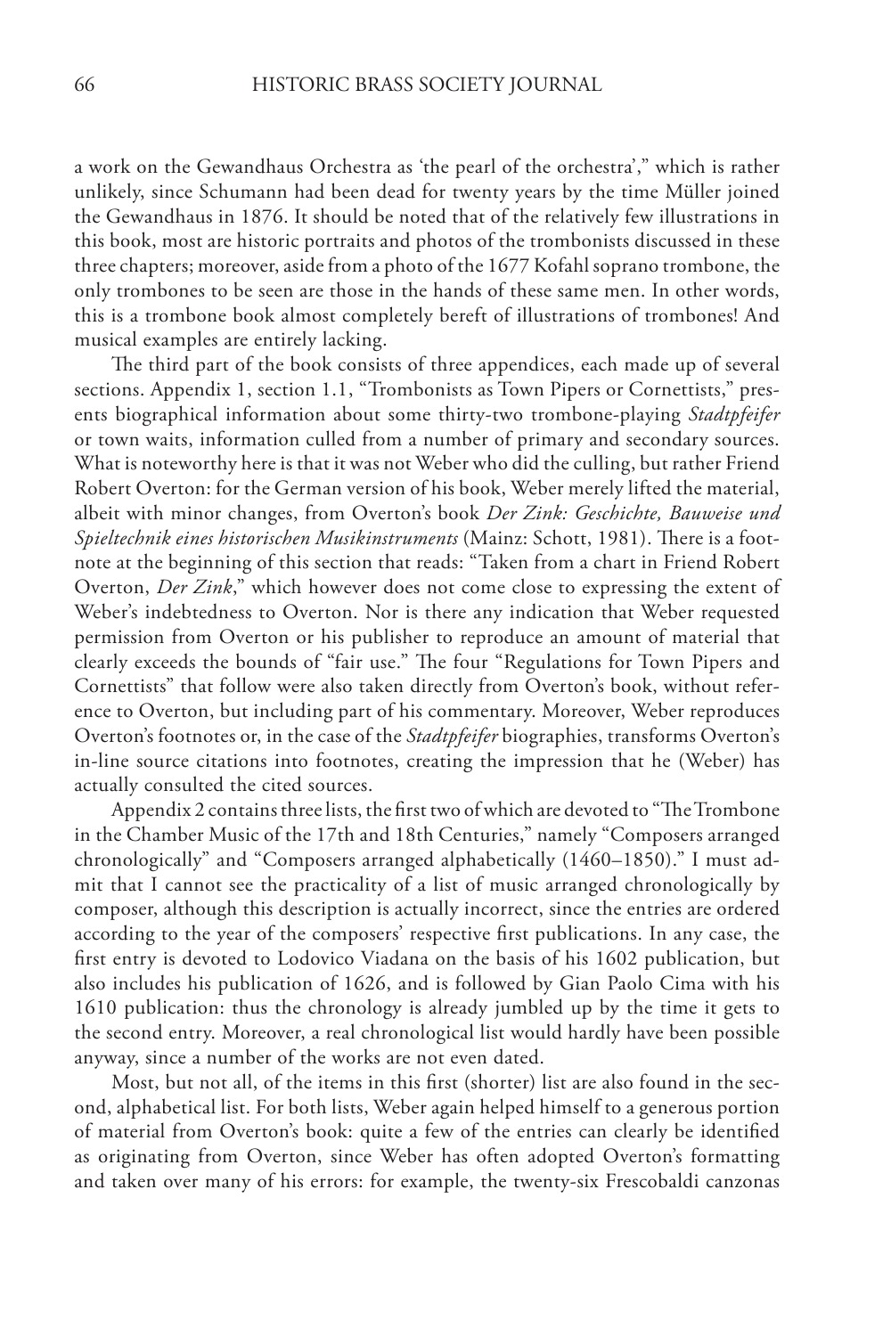a work on the Gewandhaus Orchestra as 'the pearl of the orchestra'," which is rather unlikely, since Schumann had been dead for twenty years by the time Müller joined the Gewandhaus in 1876. It should be noted that of the relatively few illustrations in this book, most are historic portraits and photos of the trombonists discussed in these three chapters; moreover, aside from a photo of the 1677 Kofahl soprano trombone, the only trombones to be seen are those in the hands of these same men. In other words, this is a trombone book almost completely bereft of illustrations of trombones! And musical examples are entirely lacking.

The third part of the book consists of three appendices, each made up of several sections. Appendix 1, section 1.1, "Trombonists as Town Pipers or Cornettists," presents biographical information about some thirty-two trombone-playing *Stadtpfeifer* or town waits, information culled from a number of primary and secondary sources. What is noteworthy here is that it was not Weber who did the culling, but rather Friend Robert Overton: for the German version of his book, Weber merely lifted the material, albeit with minor changes, from Overton's book *Der Zink: Geschichte, Bauweise und Spieltechnik eines historischen Musikinstruments* (Mainz: Schott, 1981). There is a footnote at the beginning of this section that reads: "Taken from a chart in Friend Robert Overton, *Der Zink*," which however does not come close to expressing the extent of Weber's indebtedness to Overton. Nor is there any indication that Weber requested permission from Overton or his publisher to reproduce an amount of material that clearly exceeds the bounds of "fair use." The four "Regulations for Town Pipers and Cornettists" that follow were also taken directly from Overton's book, without reference to Overton, but including part of his commentary. Moreover, Weber reproduces Overton's footnotes or, in the case of the *Stadtpfeifer* biographies, transforms Overton's in-line source citations into footnotes, creating the impression that he (Weber) has actually consulted the cited sources.

Appendix 2 contains three lists, the first two of which are devoted to "The Trombone in the Chamber Music of the 17th and 18th Centuries," namely "Composers arranged chronologically" and "Composers arranged alphabetically (1460–1850)." I must admit that I cannot see the practicality of a list of music arranged chronologically by composer, although this description is actually incorrect, since the entries are ordered according to the year of the composers' respective first publications. In any case, the first entry is devoted to Lodovico Viadana on the basis of his 1602 publication, but also includes his publication of 1626, and is followed by Gian Paolo Cima with his 1610 publication: thus the chronology is already jumbled up by the time it gets to the second entry. Moreover, a real chronological list would hardly have been possible anyway, since a number of the works are not even dated.

Most, but not all, of the items in this first (shorter) list are also found in the second, alphabetical list. For both lists, Weber again helped himself to a generous portion of material from Overton's book: quite a few of the entries can clearly be identified as originating from Overton, since Weber has often adopted Overton's formatting and taken over many of his errors: for example, the twenty-six Frescobaldi canzonas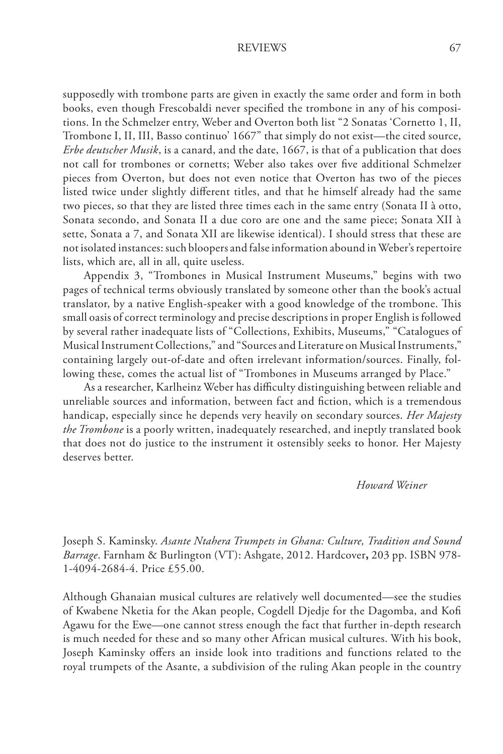supposedly with trombone parts are given in exactly the same order and form in both books, even though Frescobaldi never specified the trombone in any of his compositions. In the Schmelzer entry, Weber and Overton both list "2 Sonatas 'Cornetto 1, II, Trombone I, II, III, Basso continuo' 1667" that simply do not exist—the cited source, *Erbe deutscher Musik*, is a canard, and the date, 1667, is that of a publication that does not call for trombones or cornetts; Weber also takes over five additional Schmelzer pieces from Overton, but does not even notice that Overton has two of the pieces listed twice under slightly different titles, and that he himself already had the same two pieces, so that they are listed three times each in the same entry (Sonata II à otto, Sonata secondo, and Sonata II a due coro are one and the same piece; Sonata XII à sette, Sonata a 7, and Sonata XII are likewise identical). I should stress that these are not isolated instances: such bloopers and false information abound in Weber's repertoire lists, which are, all in all, quite useless.

Appendix 3, "Trombones in Musical Instrument Museums," begins with two pages of technical terms obviously translated by someone other than the book's actual translator, by a native English-speaker with a good knowledge of the trombone. This small oasis of correct terminology and precise descriptions in proper English is followed by several rather inadequate lists of "Collections, Exhibits, Museums," "Catalogues of Musical Instrument Collections," and "Sources and Literature on Musical Instruments," containing largely out-of-date and often irrelevant information/sources. Finally, following these, comes the actual list of "Trombones in Museums arranged by Place."

As a researcher, Karlheinz Weber has difficulty distinguishing between reliable and unreliable sources and information, between fact and fiction, which is a tremendous handicap, especially since he depends very heavily on secondary sources. *Her Majesty the Trombone* is a poorly written, inadequately researched, and ineptly translated book that does not do justice to the instrument it ostensibly seeks to honor. Her Majesty deserves better.

*Howard Weiner*

Joseph S. Kaminsky. *Asante Ntahera Trumpets in Ghana: Culture, Tradition and Sound Barrage*. Farnham & Burlington (VT): Ashgate, 2012. Hardcover**,** 203 pp. ISBN 978-1-4094-2684-4. Price £55.00.

Although Ghanaian musical cultures are relatively well documented—see the studies of Kwabene Nketia for the Akan people, Cogdell Djedje for the Dagomba, and Kofi Agawu for the Ewe—one cannot stress enough the fact that further in-depth research is much needed for these and so many other African musical cultures. With his book, Joseph Kaminsky offers an inside look into traditions and functions related to the royal trumpets of the Asante, a subdivision of the ruling Akan people in the country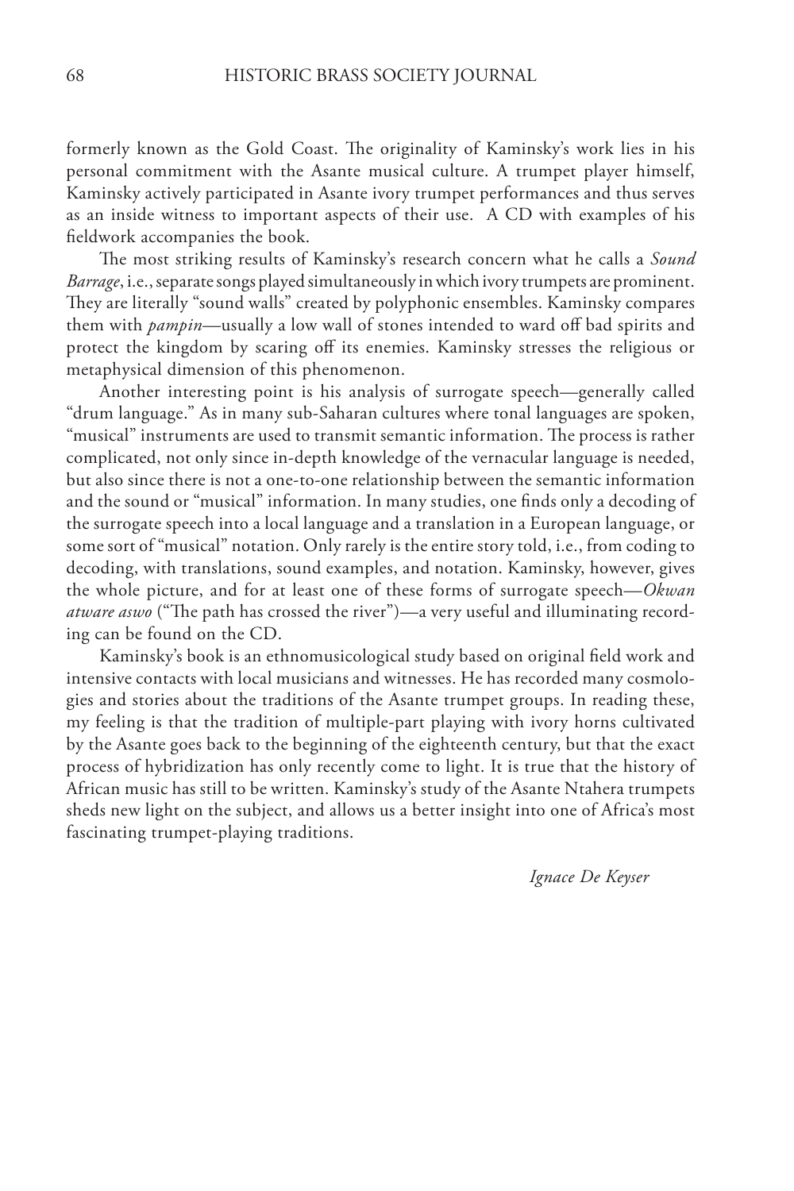formerly known as the Gold Coast. The originality of Kaminsky's work lies in his personal commitment with the Asante musical culture. A trumpet player himself, Kaminsky actively participated in Asante ivory trumpet performances and thus serves as an inside witness to important aspects of their use. A CD with examples of his fieldwork accompanies the book.

The most striking results of Kaminsky's research concern what he calls a *Sound Barrage*, i.e., separate songs played simultaneously in which ivory trumpets are prominent. They are literally "sound walls" created by polyphonic ensembles. Kaminsky compares them with *pampin*—usually a low wall of stones intended to ward off bad spirits and protect the kingdom by scaring off its enemies. Kaminsky stresses the religious or metaphysical dimension of this phenomenon.

Another interesting point is his analysis of surrogate speech—generally called "drum language." As in many sub-Saharan cultures where tonal languages are spoken, "musical" instruments are used to transmit semantic information. The process is rather complicated, not only since in-depth knowledge of the vernacular language is needed, but also since there is not a one-to-one relationship between the semantic information and the sound or "musical" information. In many studies, one finds only a decoding of the surrogate speech into a local language and a translation in a European language, or some sort of "musical" notation. Only rarely is the entire story told, i.e., from coding to decoding, with translations, sound examples, and notation. Kaminsky, however, gives the whole picture, and for at least one of these forms of surrogate speech—*Okwan atware aswo* ("The path has crossed the river")—a very useful and illuminating recording can be found on the CD.

Kaminsky's book is an ethnomusicological study based on original field work and intensive contacts with local musicians and witnesses. He has recorded many cosmologies and stories about the traditions of the Asante trumpet groups. In reading these, my feeling is that the tradition of multiple-part playing with ivory horns cultivated by the Asante goes back to the beginning of the eighteenth century, but that the exact process of hybridization has only recently come to light. It is true that the history of African music has still to be written. Kaminsky's study of the Asante Ntahera trumpets sheds new light on the subject, and allows us a better insight into one of Africa's most fascinating trumpet-playing traditions.

*Ignace De Keyser*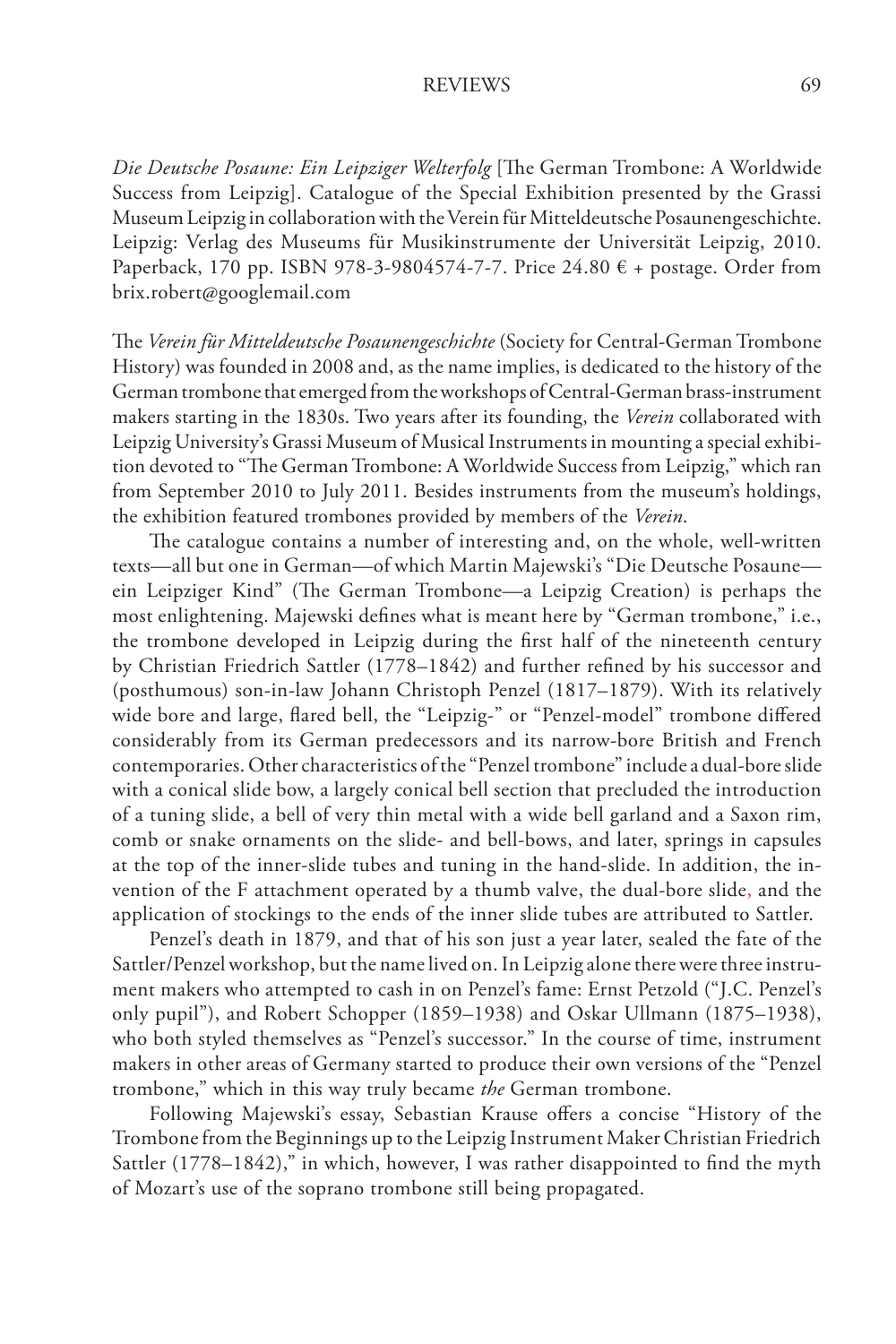*Die Deutsche Posaune: Ein Leipziger Welterfolg* [The German Trombone: A Worldwide Success from Leipzig]. Catalogue of the Special Exhibition presented by the Grassi Museum Leipzig in collaboration with the Verein für Mitteldeutsche Posaunengeschichte. Leipzig: Verlag des Museums für Musikinstrumente der Universität Leipzig, 2010. Paperback, 170 pp. ISBN 978-3-9804574-7-7. Price 24.80 € + postage. Order from brix.robert@googlemail.com

The *Verein für Mitteldeutsche Posaunengeschichte* (Society for Central-German Trombone History) was founded in 2008 and, as the name implies, is dedicated to the history of the German trombone that emerged from the workshops of Central-German brass-instrument makers starting in the 1830s. Two years after its founding, the *Verein* collaborated with Leipzig University's Grassi Museum of Musical Instruments in mounting a special exhibition devoted to "The German Trombone: A Worldwide Success from Leipzig," which ran from September 2010 to July 2011. Besides instruments from the museum's holdings, the exhibition featured trombones provided by members of the *Verein*.

The catalogue contains a number of interesting and, on the whole, well-written texts—all but one in German—of which Martin Majewski's "Die Deutsche Posaune—ein Leipziger Kind" (The German Trombone—a Leipzig Creation) is perhaps the most enlightening. Majewski defines what is meant here by "German trombone," i.e., the trombone developed in Leipzig during the first half of the nineteenth century by Christian Friedrich Sattler (1778–1842) and further refined by his successor and (posthumous) son-in-law Johann Christoph Penzel (1817–1879). With its relatively wide bore and large, flared bell, the "Leipzig-" or "Penzel-model" trombone differed considerably from its German predecessors and its narrow-bore British and French contemporaries. Other characteristics of the "Penzel trombone" include a dual-bore slide with a conical slide bow, a largely conical bell section that precluded the introduction of a tuning slide, a bell of very thin metal with a wide bell garland and a Saxon rim, comb or snake ornaments on the slide- and bell-bows, and later, springs in capsules at the top of the inner-slide tubes and tuning in the hand-slide. In addition, the invention of the F attachment operated by a thumb valve, the dual-bore slide, and the application of stockings to the ends of the inner slide tubes are attributed to Sattler.

Penzel's death in 1879, and that of his son just a year later, sealed the fate of the Sattler/Penzel workshop, but the name lived on. In Leipzig alone there were three instrument makers who attempted to cash in on Penzel's fame: Ernst Petzold ("J.C. Penzel's only pupil"), and Robert Schopper (1859–1938) and Oskar Ullmann (1875–1938), who both styled themselves as "Penzel's successor." In the course of time, instrument makers in other areas of Germany started to produce their own versions of the "Penzel trombone," which in this way truly became *the* German trombone.

Following Majewski's essay, Sebastian Krause offers a concise "History of the Trombone from the Beginnings up to the Leipzig Instrument Maker Christian Friedrich Sattler (1778–1842)," in which, however, I was rather disappointed to find the myth of Mozart's use of the soprano trombone still being propagated.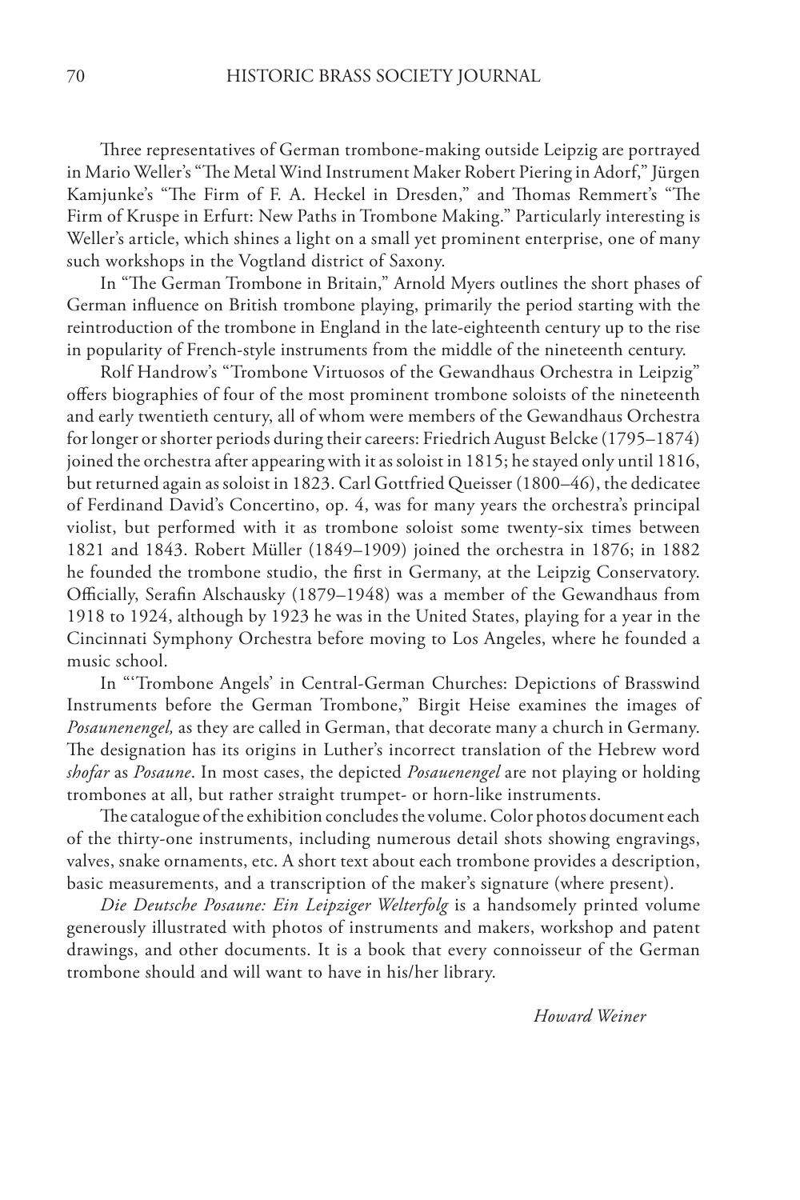Three representatives of German trombone-making outside Leipzig are portrayed in Mario Weller's "The Metal Wind Instrument Maker Robert Piering in Adorf," Jürgen Kamjunke's "The Firm of F. A. Heckel in Dresden," and Thomas Remmert's "The Firm of Kruspe in Erfurt: New Paths in Trombone Making." Particularly interesting is Weller's article, which shines a light on a small yet prominent enterprise, one of many such workshops in the Vogtland district of Saxony.

In "The German Trombone in Britain," Arnold Myers outlines the short phases of German influence on British trombone playing, primarily the period starting with the reintroduction of the trombone in England in the late-eighteenth century up to the rise in popularity of French-style instruments from the middle of the nineteenth century.

Rolf Handrow's "Trombone Virtuosos of the Gewandhaus Orchestra in Leipzig" offers biographies of four of the most prominent trombone soloists of the nineteenth and early twentieth century, all of whom were members of the Gewandhaus Orchestra for longer or shorter periods during their careers: Friedrich August Belcke (1795–1874) joined the orchestra after appearing with it as soloist in 1815; he stayed only until 1816, but returned again as soloist in 1823. Carl Gottfried Queisser (1800–46), the dedicatee of Ferdinand David's Concertino, op. 4, was for many years the orchestra's principal violist, but performed with it as trombone soloist some twenty-six times between 1821 and 1843. Robert Müller (1849–1909) joined the orchestra in 1876; in 1882 he founded the trombone studio, the first in Germany, at the Leipzig Conservatory. Officially, Serafin Alschausky (1879–1948) was a member of the Gewandhaus from 1918 to 1924, although by 1923 he was in the United States, playing for a year in the Cincinnati Symphony Orchestra before moving to Los Angeles, where he founded a music school.

In "'Trombone Angels' in Central-German Churches: Depictions of Brasswind Instruments before the German Trombone," Birgit Heise examines the images of *Posaunenengel,* as they are called in German, that decorate many a church in Germany. The designation has its origins in Luther's incorrect translation of the Hebrew word *shofar* as *Posaune*. In most cases, the depicted *Posauenengel* are not playing or holding trombones at all, but rather straight trumpet- or horn-like instruments.

The catalogue of the exhibition concludes the volume. Color photos document each of the thirty-one instruments, including numerous detail shots showing engravings, valves, snake ornaments, etc. A short text about each trombone provides a description, basic measurements, and a transcription of the maker's signature (where present).

*Die Deutsche Posaune: Ein Leipziger Welterfolg* is a handsomely printed volume generously illustrated with photos of instruments and makers, workshop and patent drawings, and other documents. It is a book that every connoisseur of the German trombone should and will want to have in his/her library.

*Howard Weiner*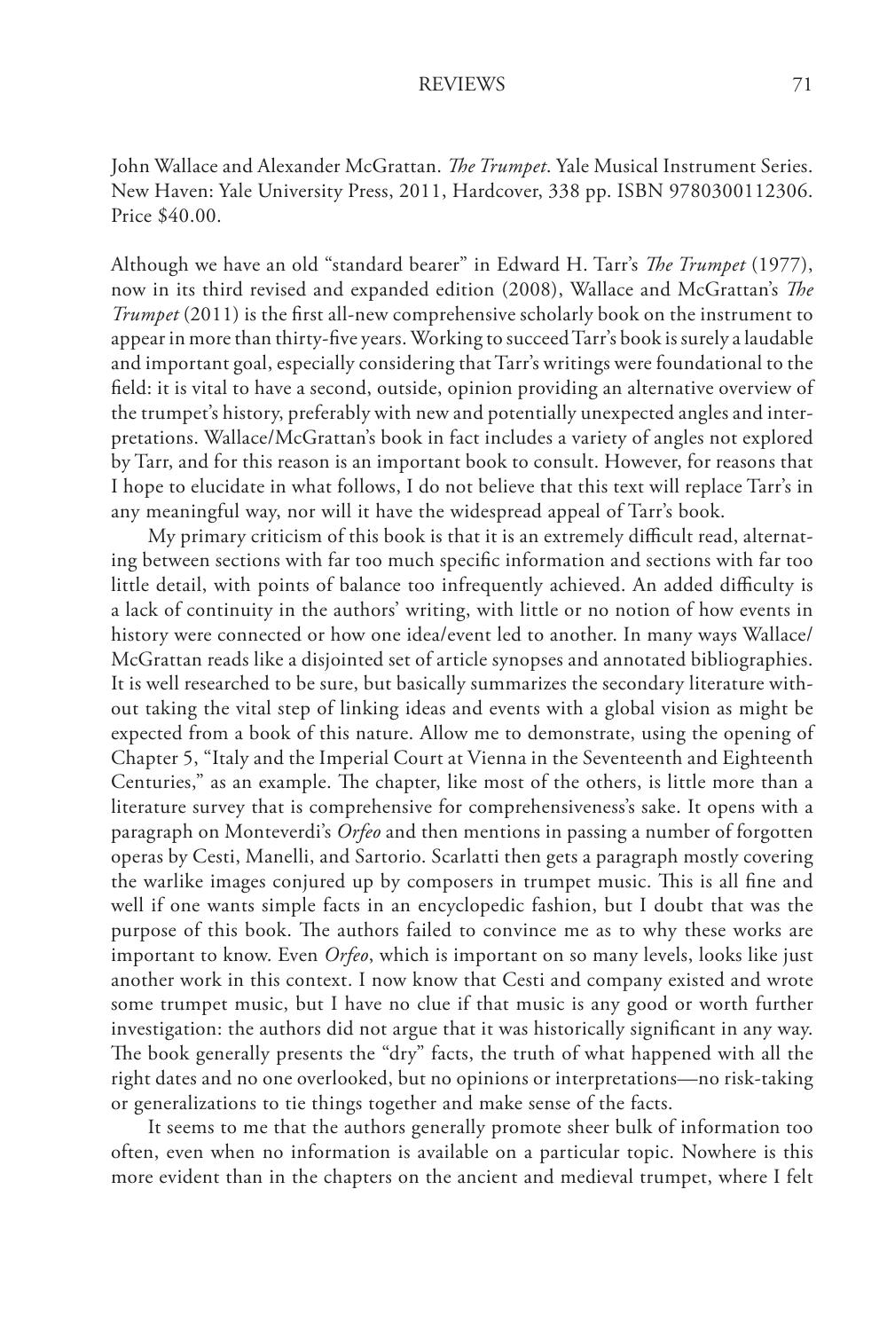John Wallace and Alexander McGrattan. *The Trumpet*. Yale Musical Instrument Series. New Haven: Yale University Press, 2011, Hardcover, 338 pp. ISBN 9780300112306. Price $40.00.

Although we have an old "standard bearer" in Edward H. Tarr's *The Trumpet* (1977), now in its third revised and expanded edition (2008), Wallace and McGrattan's *The Trumpet* (2011) is the first all-new comprehensive scholarly book on the instrument to appear in more than thirty-five years. Working to succeed Tarr's book is surely a laudable and important goal, especially considering that Tarr's writings were foundational to the field: it is vital to have a second, outside, opinion providing an alternative overview of the trumpet's history, preferably with new and potentially unexpected angles and interpretations. Wallace/McGrattan's book in fact includes a variety of angles not explored by Tarr, and for this reason is an important book to consult. However, for reasons that I hope to elucidate in what follows, I do not believe that this text will replace Tarr's in any meaningful way, nor will it have the widespread appeal of Tarr's book.

My primary criticism of this book is that it is an extremely difficult read, alternating between sections with far too much specific information and sections with far too little detail, with points of balance too infrequently achieved. An added difficulty is a lack of continuity in the authors' writing, with little or no notion of how events in history were connected or how one idea/event led to another. In many ways Wallace/McGrattan reads like a disjointed set of article synopses and annotated bibliographies. It is well researched to be sure, but basically summarizes the secondary literature without taking the vital step of linking ideas and events with a global vision as might be expected from a book of this nature. Allow me to demonstrate, using the opening of Chapter 5, "Italy and the Imperial Court at Vienna in the Seventeenth and Eighteenth Centuries," as an example. The chapter, like most of the others, is little more than a literature survey that is comprehensive for comprehensiveness's sake. It opens with a paragraph on Monteverdi's *Orfeo* and then mentions in passing a number of forgotten operas by Cesti, Manelli, and Sartorio. Scarlatti then gets a paragraph mostly covering the warlike images conjured up by composers in trumpet music. This is all fine and well if one wants simple facts in an encyclopedic fashion, but I doubt that was the purpose of this book. The authors failed to convince me as to why these works are important to know. Even *Orfeo*, which is important on so many levels, looks like just another work in this context. I now know that Cesti and company existed and wrote some trumpet music, but I have no clue if that music is any good or worth further investigation: the authors did not argue that it was historically significant in any way. The book generally presents the "dry" facts, the truth of what happened with all the right dates and no one overlooked, but no opinions or interpretations—no risk-taking or generalizations to tie things together and make sense of the facts.

It seems to me that the authors generally promote sheer bulk of information too often, even when no information is available on a particular topic. Nowhere is this more evident than in the chapters on the ancient and medieval trumpet, where I felt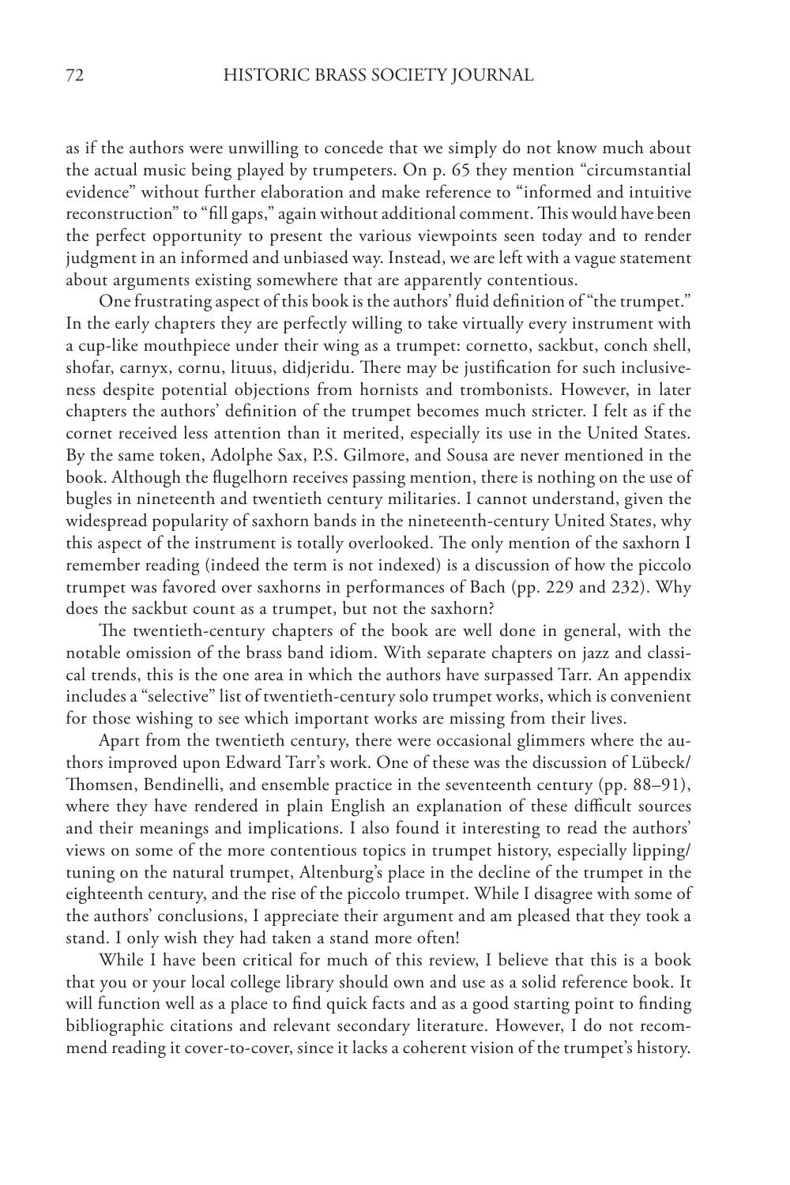as if the authors were unwilling to concede that we simply do not know much about the actual music being played by trumpeters. On p. 65 they mention "circumstantial evidence" without further elaboration and make reference to "informed and intuitive reconstruction" to "fill gaps," again without additional comment. This would have been the perfect opportunity to present the various viewpoints seen today and to render judgment in an informed and unbiased way. Instead, we are left with a vague statement about arguments existing somewhere that are apparently contentious.

One frustrating aspect of this book is the authors' fluid definition of "the trumpet." In the early chapters they are perfectly willing to take virtually every instrument with a cup-like mouthpiece under their wing as a trumpet: cornetto, sackbut, conch shell, shofar, carnyx, cornu, lituus, didjeridu. There may be justification for such inclusiveness despite potential objections from hornists and trombonists. However, in later chapters the authors' definition of the trumpet becomes much stricter. I felt as if the cornet received less attention than it merited, especially its use in the United States. By the same token, Adolphe Sax, P.S. Gilmore, and Sousa are never mentioned in the book. Although the flugelhorn receives passing mention, there is nothing on the use of bugles in nineteenth and twentieth century militaries. I cannot understand, given the widespread popularity of saxhorn bands in the nineteenth-century United States, why this aspect of the instrument is totally overlooked. The only mention of the saxhorn I remember reading (indeed the term is not indexed) is a discussion of how the piccolo trumpet was favored over saxhorns in performances of Bach (pp. 229 and 232). Why does the sackbut count as a trumpet, but not the saxhorn?

The twentieth-century chapters of the book are well done in general, with the notable omission of the brass band idiom. With separate chapters on jazz and classical trends, this is the one area in which the authors have surpassed Tarr. An appendix includes a "selective" list of twentieth-century solo trumpet works, which is convenient for those wishing to see which important works are missing from their lives.

Apart from the twentieth century, there were occasional glimmers where the authors improved upon Edward Tarr's work. One of these was the discussion of Lübeck/Thomsen, Bendinelli, and ensemble practice in the seventeenth century (pp. 88–91), where they have rendered in plain English an explanation of these difficult sources and their meanings and implications. I also found it interesting to read the authors' views on some of the more contentious topics in trumpet history, especially lipping/tuning on the natural trumpet, Altenburg's place in the decline of the trumpet in the eighteenth century, and the rise of the piccolo trumpet. While I disagree with some of the authors' conclusions, I appreciate their argument and am pleased that they took a stand. I only wish they had taken a stand more often!

While I have been critical for much of this review, I believe that this is a book that you or your local college library should own and use as a solid reference book. It will function well as a place to find quick facts and as a good starting point to finding bibliographic citations and relevant secondary literature. However, I do not recommend reading it cover-to-cover, since it lacks a coherent vision of the trumpet's history.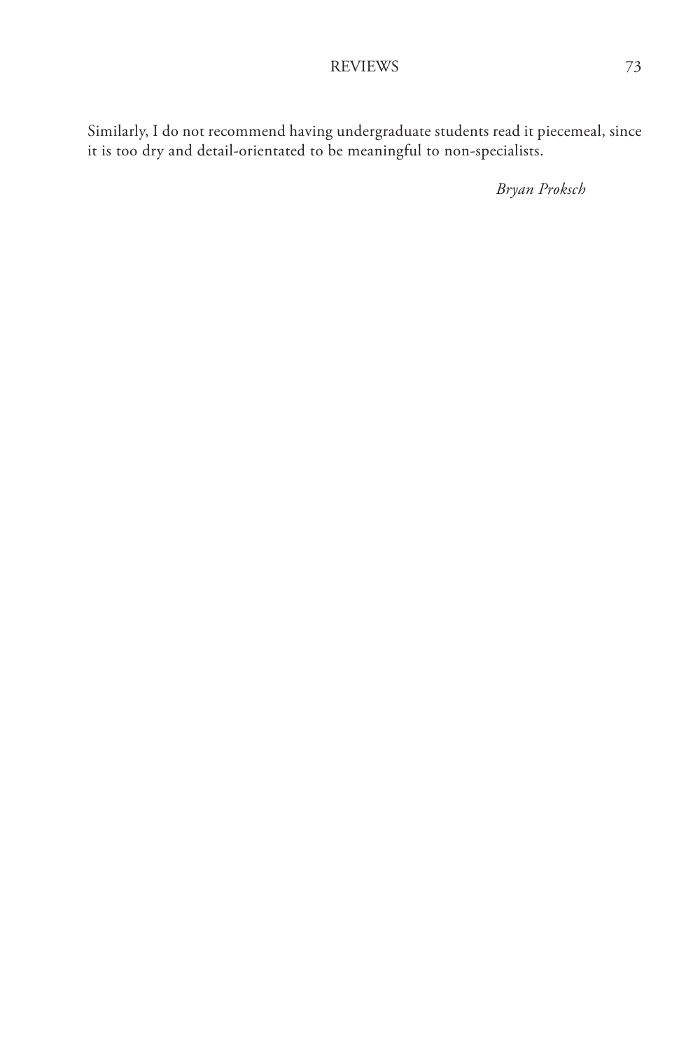Similarly, I do not recommend having undergraduate students read it piecemeal, since it is too dry and detail-orientated to be meaningful to non-specialists.

*Bryan Proksch*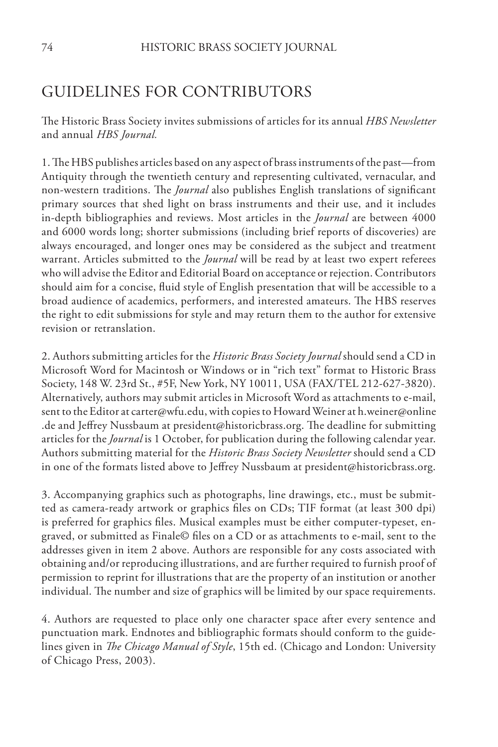# GUIDELINES FOR CONTRIBUTORS

The Historic Brass Society invites submissions of articles for its annual *HBS Newsletter* and annual *HBS Journal.*

1. The HBS publishes articles based on any aspect of brass instruments of the past—from Antiquity through the twentieth century and representing cultivated, vernacular, and non-western traditions. The *Journal* also publishes English translations of significant primary sources that shed light on brass instruments and their use, and it includes in-depth bibliographies and reviews. Most articles in the *Journal* are between 4000 and 6000 words long; shorter submissions (including brief reports of discoveries) are always encouraged, and longer ones may be considered as the subject and treatment warrant. Articles submitted to the *Journal* will be read by at least two expert referees who will advise the Editor and Editorial Board on acceptance or rejection. Contributors should aim for a concise, fluid style of English presentation that will be accessible to a broad audience of academics, performers, and interested amateurs. The HBS reserves the right to edit submissions for style and may return them to the author for extensive revision or retranslation.

2. Authors submitting articles for the *Historic Brass Society Journal* should send a CD in Microsoft Word for Macintosh or Windows or in "rich text" format to Historic Brass Society, 148 W. 23rd St., #5F, New York, NY 10011, USA (FAX/TEL 212-627-3820). Alternatively, authors may submit articles in Microsoft Word as attachments to e-mail, sent to the Editor at carter@wfu.edu, with copies to Howard Weiner at h.weiner@online.de and Jeffrey Nussbaum at president@historicbrass.org. The deadline for submitting articles for the *Journal* is 1 October, for publication during the following calendar year. Authors submitting material for the *Historic Brass Society Newsletter* should send a CD in one of the formats listed above to Jeffrey Nussbaum at president@historicbrass.org.

3. Accompanying graphics such as photographs, line drawings, etc., must be submitted as camera-ready artwork or graphics files on CDs; TIF format (at least 300 dpi) is preferred for graphics files. Musical examples must be either computer-typeset, engraved, or submitted as Finale© files on a CD or as attachments to e-mail, sent to the addresses given in item 2 above. Authors are responsible for any costs associated with obtaining and/or reproducing illustrations, and are further required to furnish proof of permission to reprint for illustrations that are the property of an institution or another individual. The number and size of graphics will be limited by our space requirements.

4. Authors are requested to place only one character space after every sentence and punctuation mark. Endnotes and bibliographic formats should conform to the guidelines given in *The Chicago Manual of Style*, 15th ed. (Chicago and London: University of Chicago Press, 2003).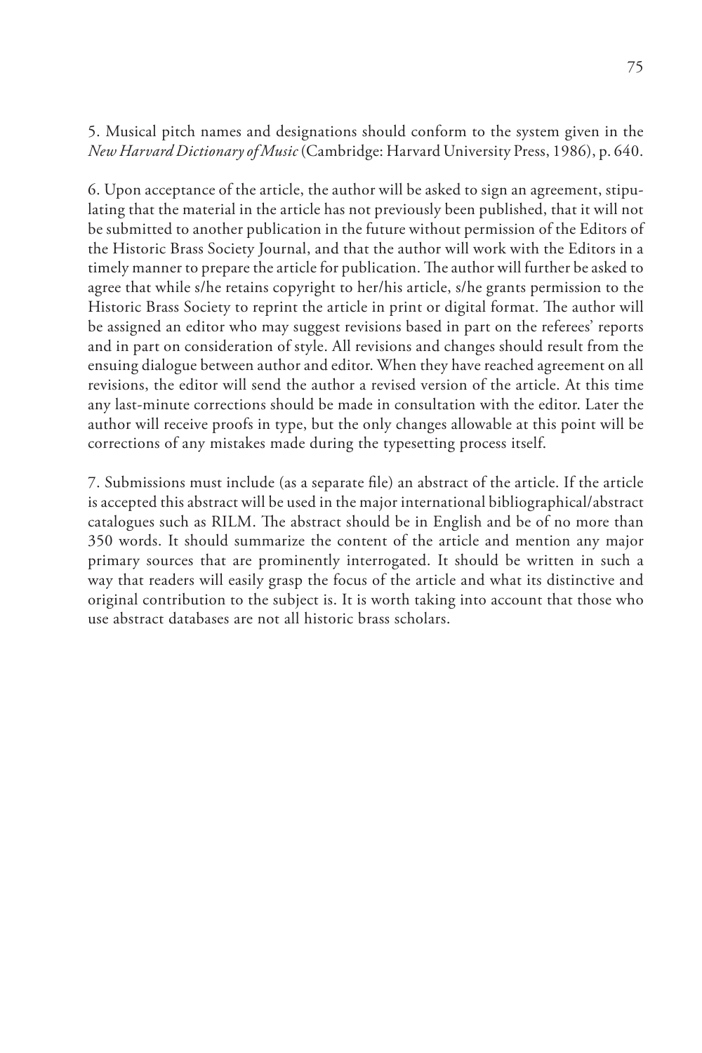5. Musical pitch names and designations should conform to the system given in the *New Harvard Dictionary of Music* (Cambridge: Harvard University Press, 1986), p. 640.

6. Upon acceptance of the article, the author will be asked to sign an agreement, stipulating that the material in the article has not previously been published, that it will not be submitted to another publication in the future without permission of the Editors of the Historic Brass Society Journal, and that the author will work with the Editors in a timely manner to prepare the article for publication. The author will further be asked to agree that while s/he retains copyright to her/his article, s/he grants permission to the Historic Brass Society to reprint the article in print or digital format. The author will be assigned an editor who may suggest revisions based in part on the referees' reports and in part on consideration of style. All revisions and changes should result from the ensuing dialogue between author and editor. When they have reached agreement on all revisions, the editor will send the author a revised version of the article. At this time any last-minute corrections should be made in consultation with the editor. Later the author will receive proofs in type, but the only changes allowable at this point will be corrections of any mistakes made during the typesetting process itself.

7. Submissions must include (as a separate file) an abstract of the article. If the article is accepted this abstract will be used in the major international bibliographical/abstract catalogues such as RILM. The abstract should be in English and be of no more than 350 words. It should summarize the content of the article and mention any major primary sources that are prominently interrogated. It should be written in such a way that readers will easily grasp the focus of the article and what its distinctive and original contribution to the subject is. It is worth taking into account that those who use abstract databases are not all historic brass scholars.